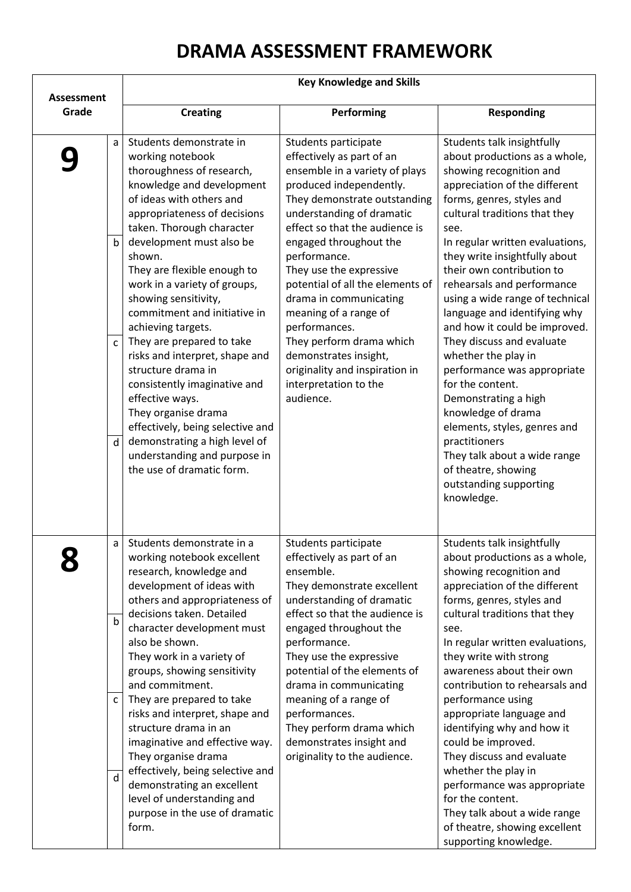# DRAMA ASSESSMENT FRAMEWORK

| Assessment Grade | | Key Knowledge and Skills | | |
|---|---|---|---|---|
| | | **Creating** | **Performing** | **Responding** |
| **9** | a<br>b<br>c<br>d | Students demonstrate in working notebook thoroughness of research, knowledge and development of ideas with others and appropriateness of decisions taken. Thorough character development must also be shown.<br>They are flexible enough to work in a variety of groups, showing sensitivity, commitment and initiative in achieving targets.<br>They are prepared to take risks and interpret, shape and structure drama in consistently imaginative and effective ways.<br>They organise drama effectively, being selective and demonstrating a high level of understanding and purpose in the use of dramatic form. | Students participate effectively as part of an ensemble in a variety of plays produced independently.<br>They demonstrate outstanding understanding of dramatic effect so that the audience is engaged throughout the performance.<br>They use the expressive potential of all the elements of drama in communicating meaning of a range of performances.<br>They perform drama which demonstrates insight, originality and inspiration in interpretation to the audience. | Students talk insightfully about productions as a whole, showing recognition and appreciation of the different forms, genres, styles and cultural traditions that they see.<br>In regular written evaluations, they write insightfully about their own contribution to rehearsals and performance using a wide range of technical language and identifying why and how it could be improved.<br>They discuss and evaluate whether the play in performance was appropriate for the content.<br>Demonstrating a high knowledge of drama elements, styles, genres and practitioners<br>They talk about a wide range of theatre, showing outstanding supporting knowledge. |
| **8** | a<br>b<br>c<br>d | Students demonstrate in a working notebook excellent research, knowledge and development of ideas with others and appropriateness of decisions taken. Detailed character development must also be shown.<br>They work in a variety of groups, showing sensitivity and commitment.<br>They are prepared to take risks and interpret, shape and structure drama in an imaginative and effective way.<br>They organise drama effectively, being selective and demonstrating an excellent level of understanding and purpose in the use of dramatic form. | Students participate effectively as part of an ensemble.<br>They demonstrate excellent understanding of dramatic effect so that the audience is engaged throughout the performance.<br>They use the expressive potential of the elements of drama in communicating meaning of a range of performances.<br>They perform drama which demonstrates insight and originality to the audience. | Students talk insightfully about productions as a whole, showing recognition and appreciation of the different forms, genres, styles and cultural traditions that they see.<br>In regular written evaluations, they write with strong awareness about their own contribution to rehearsals and performance using appropriate language and identifying why and how it could be improved.<br>They discuss and evaluate whether the play in performance was appropriate for the content.<br>They talk about a wide range of theatre, showing excellent supporting knowledge. |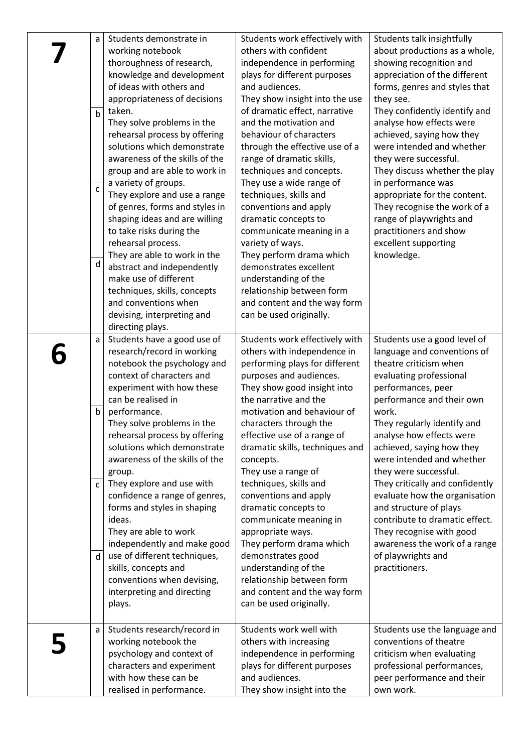| | | | | |
|---|---|---|---|---|
| **7** | a<br>b<br>c<br>d | Students demonstrate in working notebook thoroughness of research, knowledge and development of ideas with others and appropriateness of decisions taken.<br>They solve problems in the rehearsal process by offering solutions which demonstrate awareness of the skills of the group and are able to work in a variety of groups.<br>They explore and use a range of genres, forms and styles in shaping ideas and are willing to take risks during the rehearsal process.<br>They are able to work in the abstract and independently make use of different techniques, skills, concepts and conventions when devising, interpreting and directing plays. | Students work effectively with others with confident independence in performing plays for different purposes and audiences.<br>They show insight into the use of dramatic effect, narrative and the motivation and behaviour of characters through the effective use of a range of dramatic skills, techniques and concepts.<br>They use a wide range of techniques, skills and conventions and apply dramatic concepts to communicate meaning in a variety of ways.<br>They perform drama which demonstrates excellent understanding of the relationship between form and content and the way form can be used originally. | Students talk insightfully about productions as a whole, showing recognition and appreciation of the different forms, genres and styles that they see.<br>They confidently identify and analyse how effects were achieved, saying how they were intended and whether they were successful.<br>They discuss whether the play in performance was appropriate for the content.<br>They recognise the work of a range of playwrights and practitioners and show excellent supporting knowledge. |
| **6** | a<br>b<br>c<br>d | Students have a good use of research/record in working notebook the psychology and context of characters and experiment with how these can be realised in performance.<br>They solve problems in the rehearsal process by offering solutions which demonstrate awareness of the skills of the group.<br>They explore and use with confidence a range of genres, forms and styles in shaping ideas.<br>They are able to work independently and make good use of different techniques, skills, concepts and conventions when devising, interpreting and directing plays. | Students work effectively with others with independence in performing plays for different purposes and audiences.<br>They show good insight into the narrative and the motivation and behaviour of characters through the effective use of a range of dramatic skills, techniques and concepts.<br>They use a range of techniques, skills and conventions and apply dramatic concepts to communicate meaning in appropriate ways.<br>They perform drama which demonstrates good understanding of the relationship between form and content and the way form can be used originally. | Students use a good level of language and conventions of theatre criticism when evaluating professional performances, peer performance and their own work.<br>They regularly identify and analyse how effects were achieved, saying how they were intended and whether they were successful.<br>They critically and confidently evaluate how the organisation and structure of plays contribute to dramatic effect.<br>They recognise with good awareness the work of a range of playwrights and practitioners. |
| **5** | a | Students research/record in working notebook the psychology and context of characters and experiment with how these can be realised in performance. | Students work well with others with increasing independence in performing plays for different purposes and audiences.<br>They show insight into the | Students use the language and conventions of theatre criticism when evaluating professional performances, peer performance and their own work. |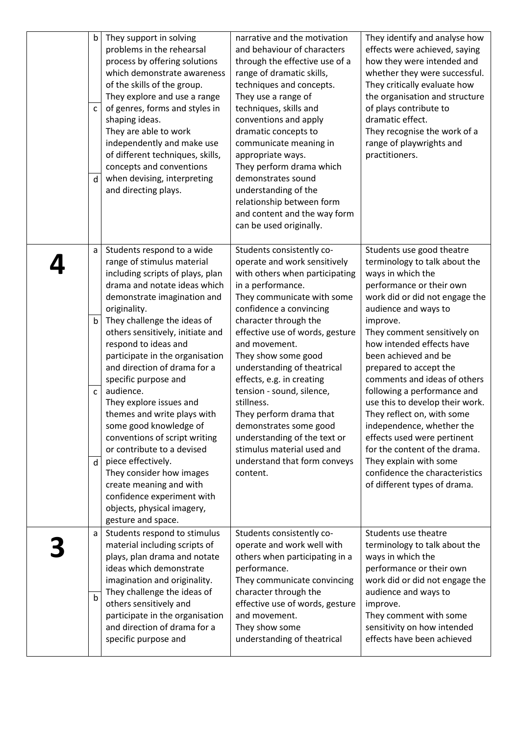|  |  |  |  |  |
|---|---|---|---|---|
|  | b<br><br>c<br><br>d | They support in solving problems in the rehearsal process by offering solutions which demonstrate awareness of the skills of the group.<br>They explore and use a range of genres, forms and styles in shaping ideas.<br>They are able to work independently and make use of different techniques, skills, concepts and conventions when devising, interpreting and directing plays. | narrative and the motivation and behaviour of characters through the effective use of a range of dramatic skills, techniques and concepts.<br>They use a range of techniques, skills and conventions and apply dramatic concepts to communicate meaning in appropriate ways.<br>They perform drama which demonstrates sound understanding of the relationship between form and content and the way form can be used originally. | They identify and analyse how effects were achieved, saying how they were intended and whether they were successful.<br>They critically evaluate how the organisation and structure of plays contribute to dramatic effect.<br>They recognise the work of a range of playwrights and practitioners. |
| **4** | a<br><br>b<br><br>c<br><br>d | Students respond to a wide range of stimulus material including scripts of plays, plan drama and notate ideas which demonstrate imagination and originality.<br>They challenge the ideas of others sensitively, initiate and respond to ideas and participate in the organisation and direction of drama for a specific purpose and audience.<br>They explore issues and themes and write plays with some good knowledge of conventions of script writing or contribute to a devised piece effectively.<br>They consider how images create meaning and with confidence experiment with objects, physical imagery, gesture and space. | Students consistently co-operate and work sensitively with others when participating in a performance.<br>They communicate with some confidence a convincing character through the effective use of words, gesture and movement.<br>They show some good understanding of theatrical effects, e.g. in creating tension - sound, silence, stillness.<br>They perform drama that demonstrates some good understanding of the text or stimulus material used and understand that form conveys content. | Students use good theatre terminology to talk about the ways in which the performance or their own work did or did not engage the audience and ways to improve.<br>They comment sensitively on how intended effects have been achieved and be prepared to accept the comments and ideas of others following a performance and use this to develop their work.<br>They reflect on, with some independence, whether the effects used were pertinent for the content of the drama.<br>They explain with some confidence the characteristics of different types of drama. |
| **3** | a<br><br>b | Students respond to stimulus material including scripts of plays, plan drama and notate ideas which demonstrate imagination and originality.<br>They challenge the ideas of others sensitively and participate in the organisation and direction of drama for a specific purpose and | Students consistently co-operate and work well with others when participating in a performance.<br>They communicate convincing character through the effective use of words, gesture and movement.<br>They show some understanding of theatrical | Students use theatre terminology to talk about the ways in which the performance or their own work did or did not engage the audience and ways to improve.<br>They comment with some sensitivity on how intended effects have been achieved |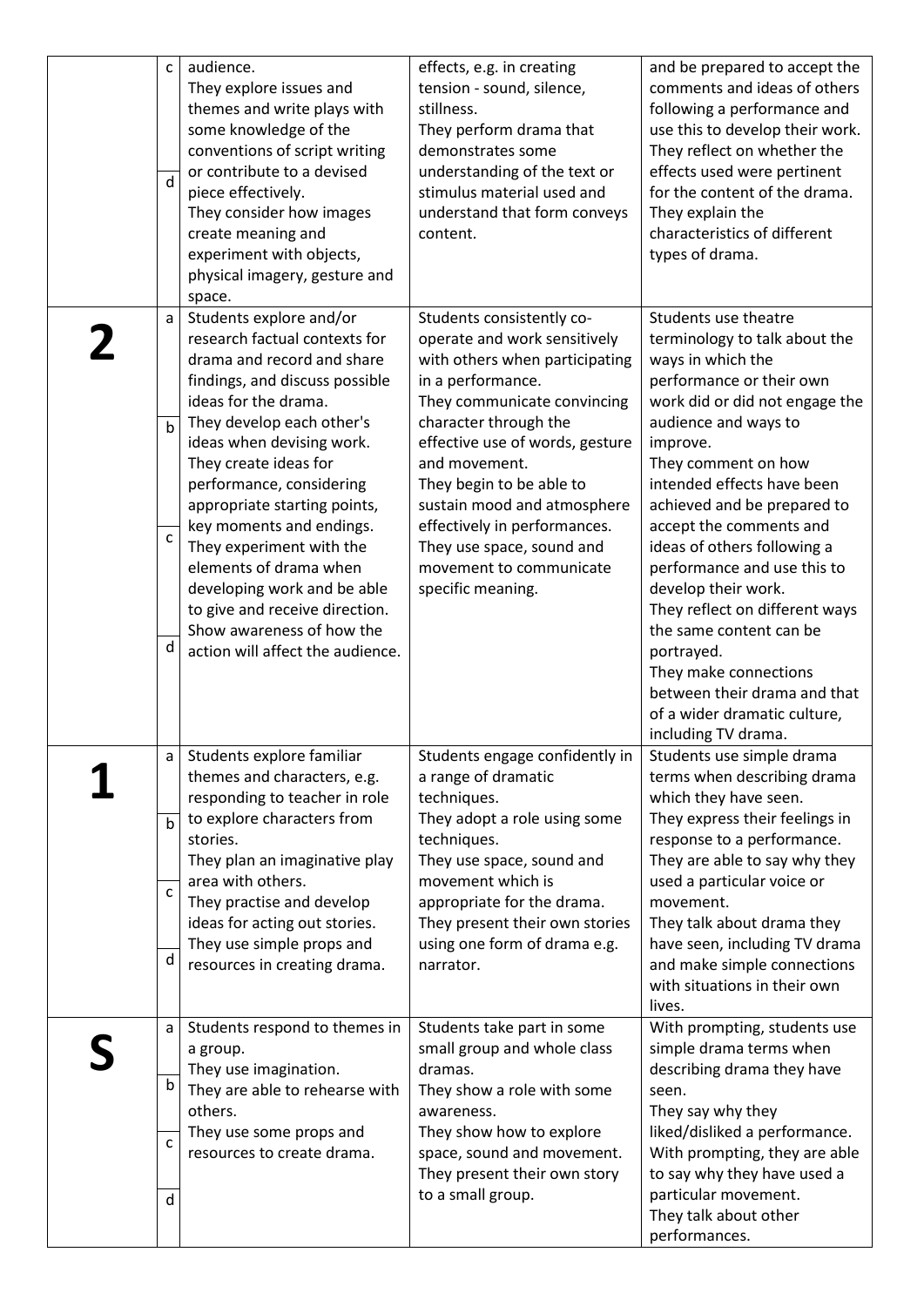| | | | | |
|---|---|---|---|---|
| | c<br><br>d | audience.<br>They explore issues and themes and write plays with some knowledge of the conventions of script writing or contribute to a devised piece effectively.<br>They consider how images create meaning and experiment with objects, physical imagery, gesture and space. | effects, e.g. in creating tension - sound, silence, stillness.<br>They perform drama that demonstrates some understanding of the text or stimulus material used and understand that form conveys content. | and be prepared to accept the comments and ideas of others following a performance and use this to develop their work.<br>They reflect on whether the effects used were pertinent for the content of the drama.<br>They explain the characteristics of different types of drama. |
| **2** | a<br><br>b<br><br>c<br><br>d | Students explore and/or research factual contexts for drama and record and share findings, and discuss possible ideas for the drama.<br>They develop each other's ideas when devising work.<br>They create ideas for performance, considering appropriate starting points, key moments and endings.<br>They experiment with the elements of drama when developing work and be able to give and receive direction.<br>Show awareness of how the action will affect the audience. | Students consistently co-operate and work sensitively with others when participating in a performance.<br>They communicate convincing character through the effective use of words, gesture and movement.<br>They begin to be able to sustain mood and atmosphere effectively in performances.<br>They use space, sound and movement to communicate specific meaning. | Students use theatre terminology to talk about the ways in which the performance or their own work did or did not engage the audience and ways to improve.<br>They comment on how intended effects have been achieved and be prepared to accept the comments and ideas of others following a performance and use this to develop their work.<br>They reflect on different ways the same content can be portrayed.<br>They make connections between their drama and that of a wider dramatic culture, including TV drama. |
| **1** | a<br><br>b<br><br>c<br><br>d | Students explore familiar themes and characters, e.g. responding to teacher in role to explore characters from stories.<br>They plan an imaginative play area with others.<br>They practise and develop ideas for acting out stories.<br>They use simple props and resources in creating drama. | Students engage confidently in a range of dramatic techniques.<br>They adopt a role using some techniques.<br>They use space, sound and movement which is appropriate for the drama.<br>They present their own stories using one form of drama e.g. narrator. | Students use simple drama terms when describing drama which they have seen.<br>They express their feelings in response to a performance.<br>They are able to say why they used a particular voice or movement.<br>They talk about drama they have seen, including TV drama and make simple connections with situations in their own lives. |
| **S** | a<br><br>b<br><br>c<br><br>d | Students respond to themes in a group.<br>They use imagination.<br>They are able to rehearse with others.<br>They use some props and resources to create drama. | Students take part in some small group and whole class dramas.<br>They show a role with some awareness.<br>They show how to explore space, sound and movement.<br>They present their own story to a small group. | With prompting, students use simple drama terms when describing drama they have seen.<br>They say why they liked/disliked a performance.<br>With prompting, they are able to say why they have used a particular movement.<br>They talk about other performances. |